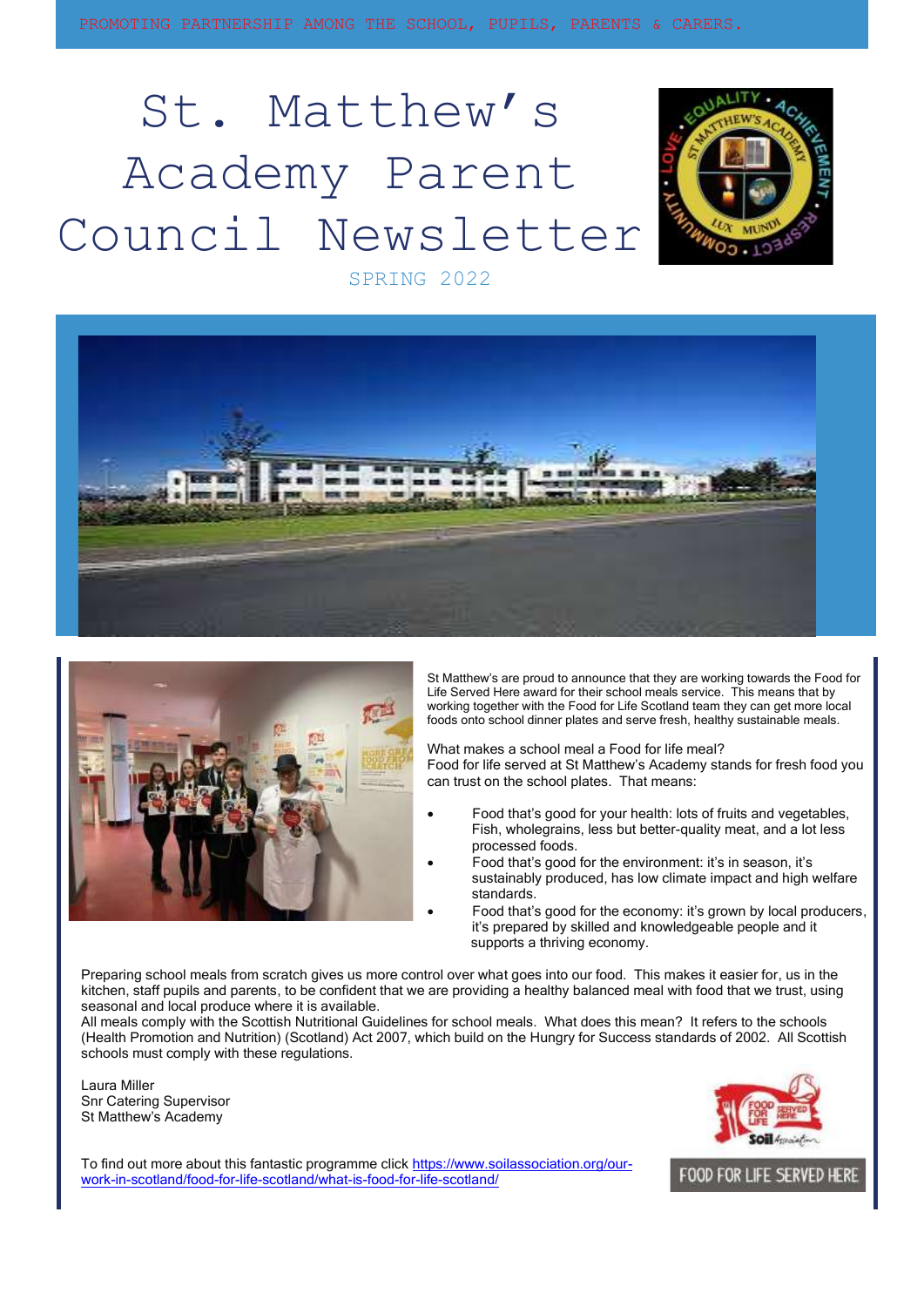PROMOTING PARTNERSHIP AMONG THE SCHOOL, PUPILS, PARENTS & CARERS.

# St. Matthew's Academy Parent Council Newsletter

SPRING 2022

St Matthew's are proud to announce that they are working towards the Food for Life Served Here award for their school meals service. This means that by working together with the Food for Life Scotland team they can get more local foods onto school dinner plates and serve fresh, healthy sustainable meals.

What makes a school meal a Food for life meal?
Food for life served at St Matthew's Academy stands for fresh food you can trust on the school plates. That means:

- Food that's good for your health: lots of fruits and vegetables, Fish, wholegrains, less but better-quality meat, and a lot less processed foods.
- Food that's good for the environment: it's in season, it's sustainably produced, has low climate impact and high welfare standards.
- Food that's good for the economy: it's grown by local producers, it's prepared by skilled and knowledgeable people and it supports a thriving economy.

Preparing school meals from scratch gives us more control over what goes into our food. This makes it easier for, us in the kitchen, staff pupils and parents, to be confident that we are providing a healthy balanced meal with food that we trust, using seasonal and local produce where it is available.
All meals comply with the Scottish Nutritional Guidelines for school meals. What does this mean? It refers to the schools (Health Promotion and Nutrition) (Scotland) Act 2007, which build on the Hungry for Success standards of 2002. All Scottish schools must comply with these regulations.

Laura Miller
Snr Catering Supervisor
St Matthew's Academy

To find out more about this fantastic programme click https://www.soilassociation.org/our-work-in-scotland/food-for-life-scotland/what-is-food-for-life-scotland/

FOOD FOR LIFE SERVED HERE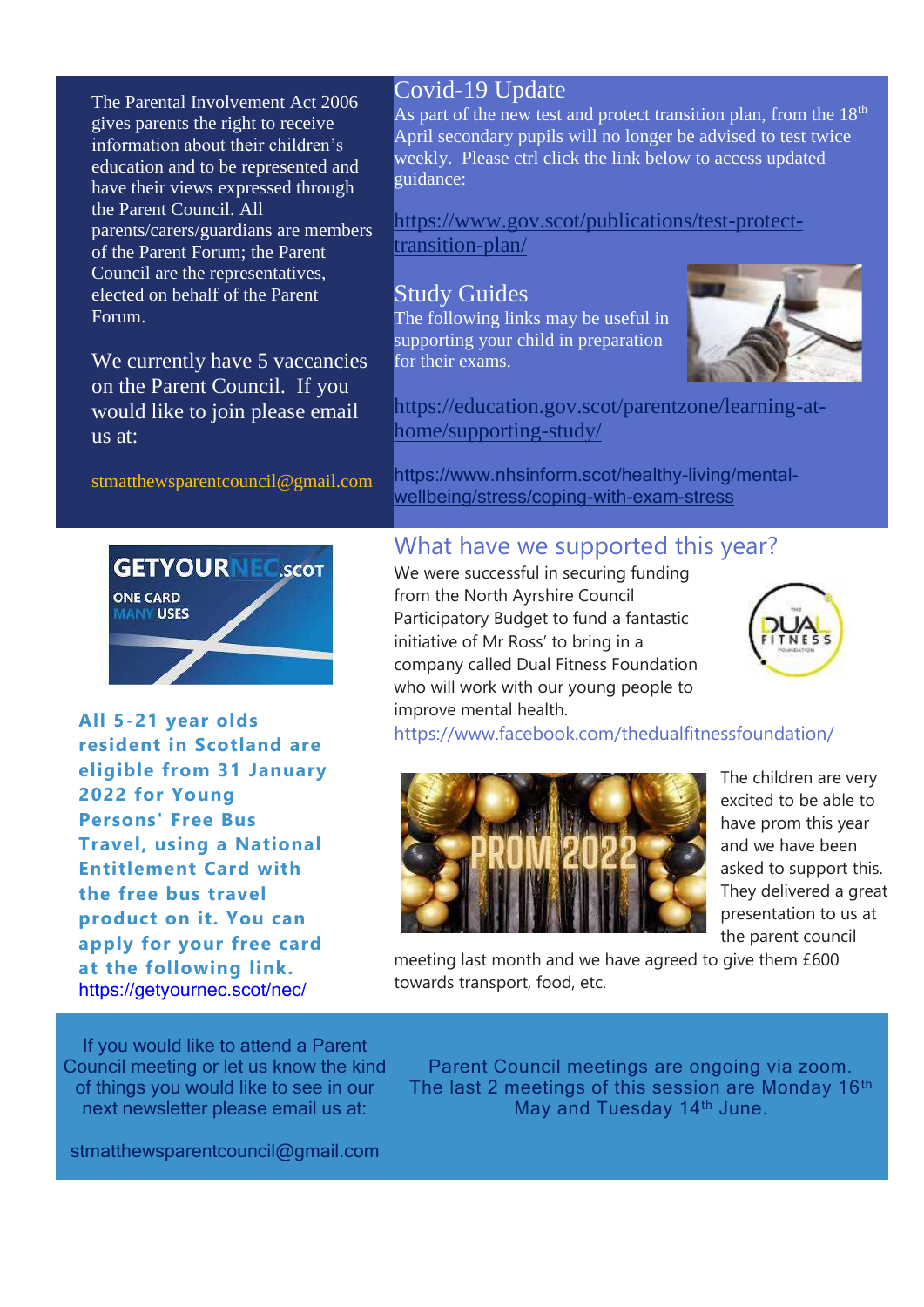The Parental Involvement Act 2006 gives parents the right to receive information about their children's education and to be represented and have their views expressed through the Parent Council. All parents/carers/guardians are members of the Parent Forum; the Parent Council are the representatives, elected on behalf of the Parent Forum.

We currently have 5 vaccancies on the Parent Council. If you would like to join please email us at:

stmatthewsparentcouncil@gmail.com

## Covid-19 Update

As part of the new test and protect transition plan, from the 18th April secondary pupils will no longer be advised to test twice weekly. Please ctrl click the link below to access updated guidance:

https://www.gov.scot/publications/test-protect-transition-plan/

## Study Guides

The following links may be useful in supporting your child in preparation for their exams.

https://education.gov.scot/parentzone/learning-at-home/supporting-study/

https://www.nhsinform.scot/healthy-living/mental-wellbeing/stress/coping-with-exam-stress

GETYOURNEC.SCOT
ONE CARD MANY USES

**All 5-21 year olds resident in Scotland are eligible from 31 January 2022 for Young Persons' Free Bus Travel, using a National Entitlement Card with the free bus travel product on it. You can apply for your free card at the following link.**
https://getyournec.scot/nec/

## What have we supported this year?

We were successful in securing funding from the North Ayrshire Council Participatory Budget to fund a fantastic initiative of Mr Ross' to bring in a company called Dual Fitness Foundation who will work with our young people to improve mental health.

https://www.facebook.com/thedualfitnessfoundation/

The children are very excited to be able to have prom this year and we have been asked to support this. They delivered a great presentation to us at the parent council meeting last month and we have agreed to give them £600 towards transport, food, etc.

If you would like to attend a Parent Council meeting or let us know the kind of things you would like to see in our next newsletter please email us at:

stmatthewsparentcouncil@gmail.com

Parent Council meetings are ongoing via zoom. The last 2 meetings of this session are Monday 16th May and Tuesday 14th June.